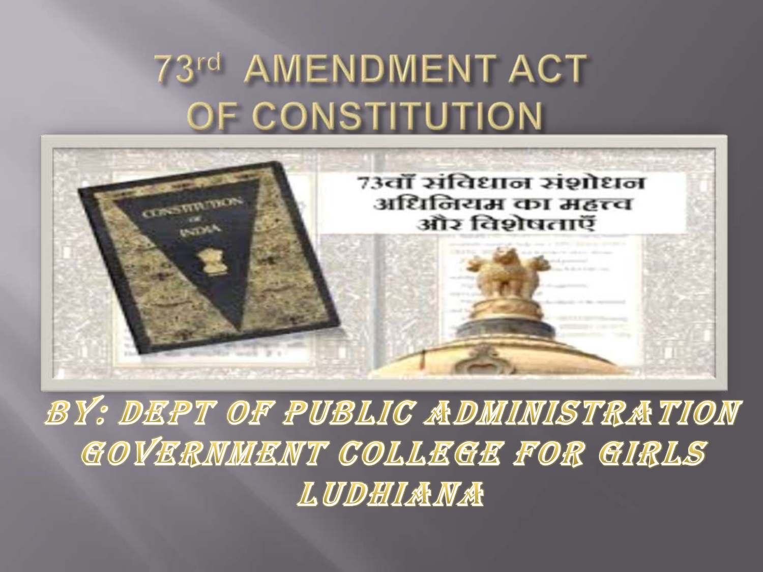# 73rd AMENDMENT ACT OF CONSTITUTION

73वाँ संविधान संशोधन अधिनियम का महत्त्व और विशेषताएँ

BY: DEPT OF PUBLIC ADMINISTRATION
GOVERNMENT COLLEGE FOR GIRLS
LUDHIANA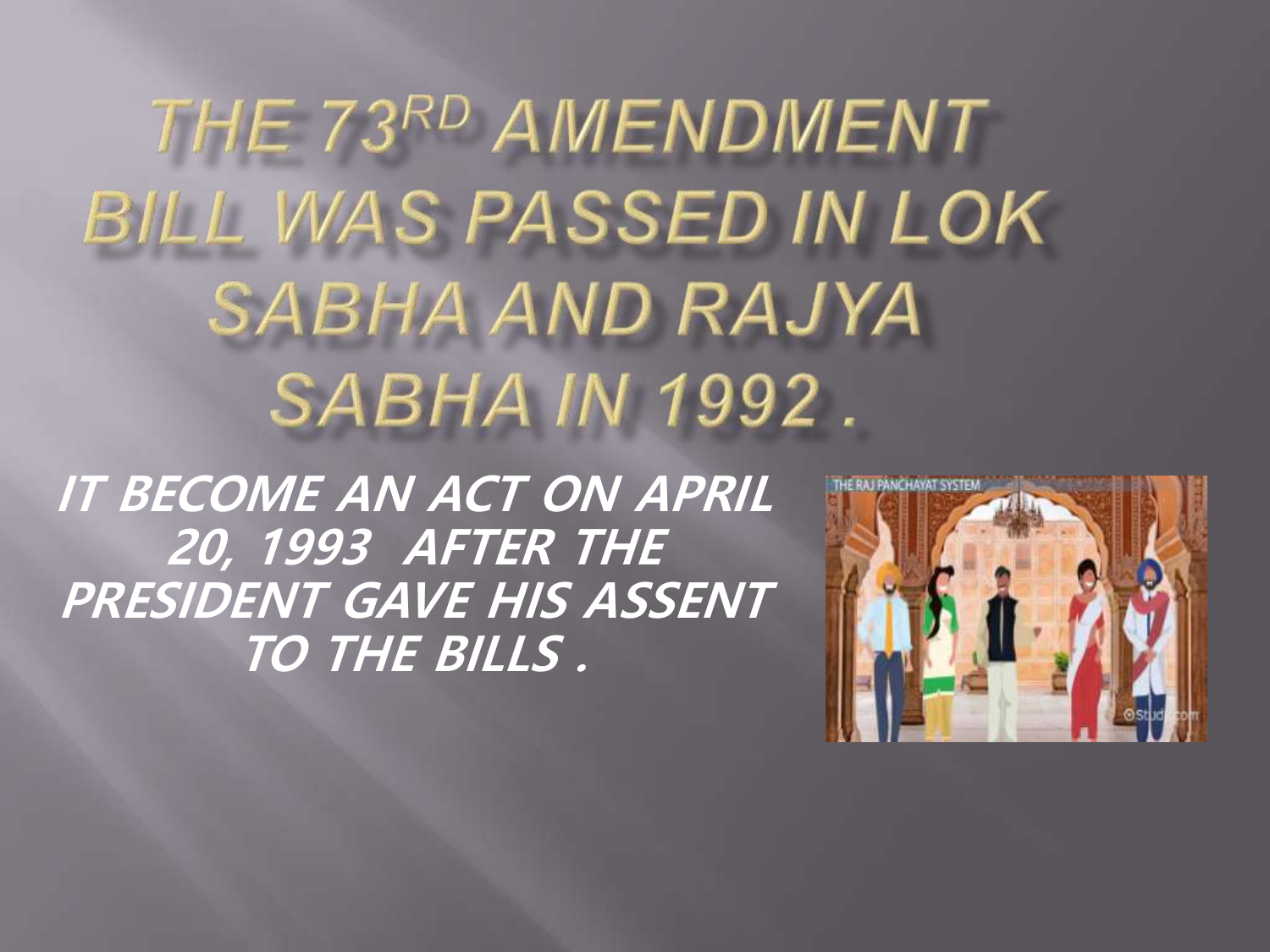# THE 73RD AMENDMENT BILL WAS PASSED IN LOK SABHA AND RAJYA SABHA IN 1992 .

***IT BECOME AN ACT ON APRIL 20, 1993 AFTER THE PRESIDENT GAVE HIS ASSENT TO THE BILLS .***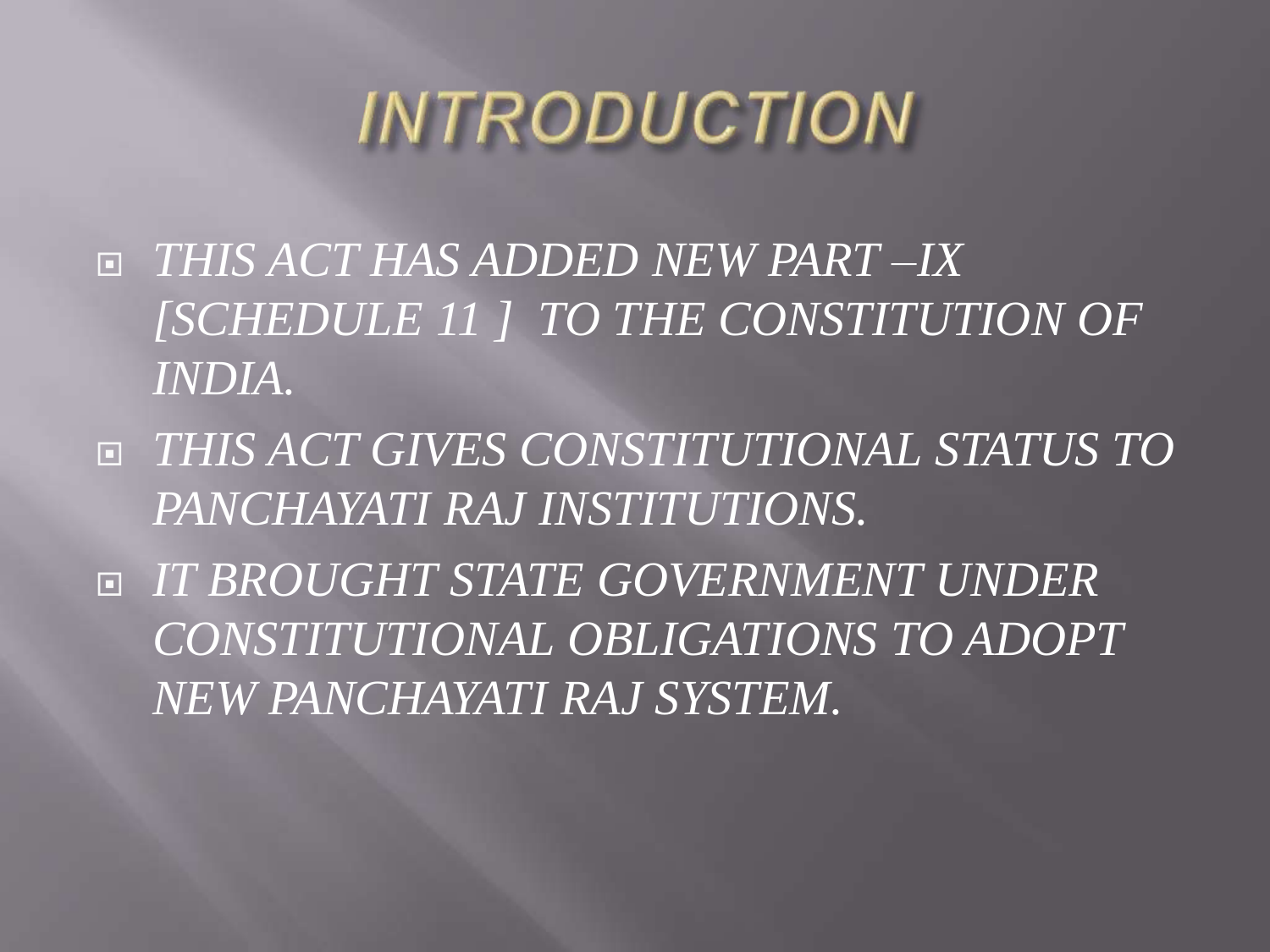# INTRODUCTION

- *THIS ACT HAS ADDED NEW PART –IX [SCHEDULE 11 ] TO THE CONSTITUTION OF INDIA.*
- *THIS ACT GIVES CONSTITUTIONAL STATUS TO PANCHAYATI RAJ INSTITUTIONS.*
- *IT BROUGHT STATE GOVERNMENT UNDER CONSTITUTIONAL OBLIGATIONS TO ADOPT NEW PANCHAYATI RAJ SYSTEM.*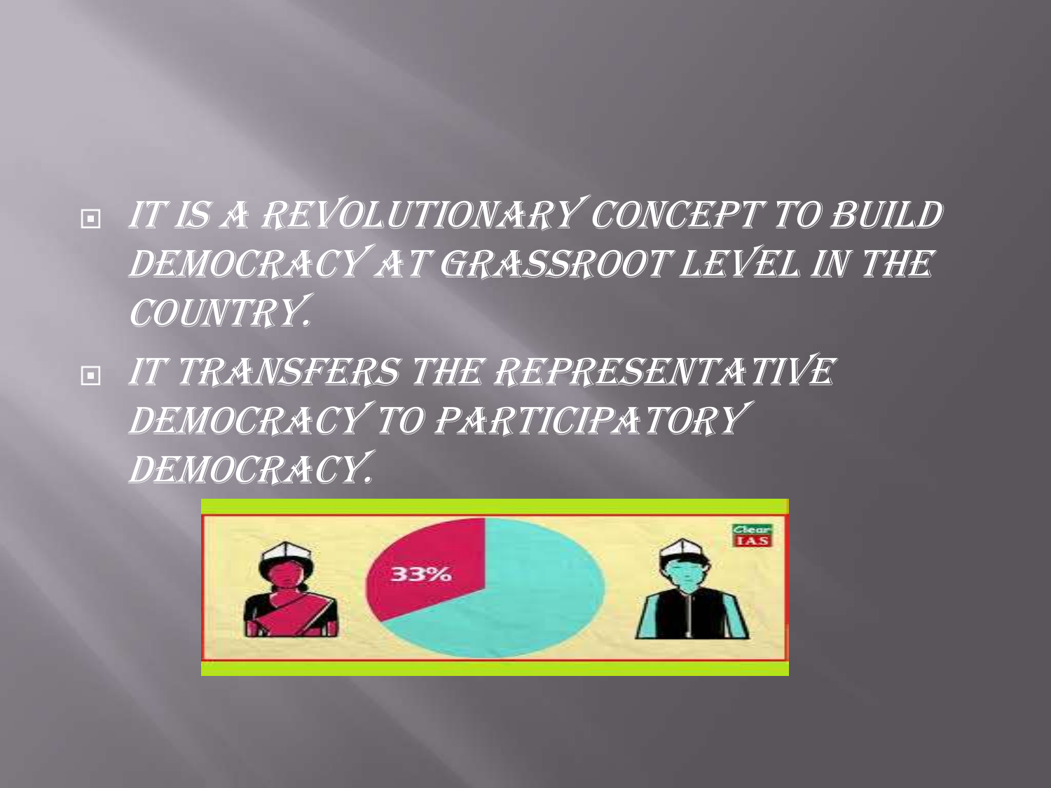- *It is a revolutionary concept to build democracy at grassroot level in the country.*
- *It transfers the representative democracy to participatory democracy.*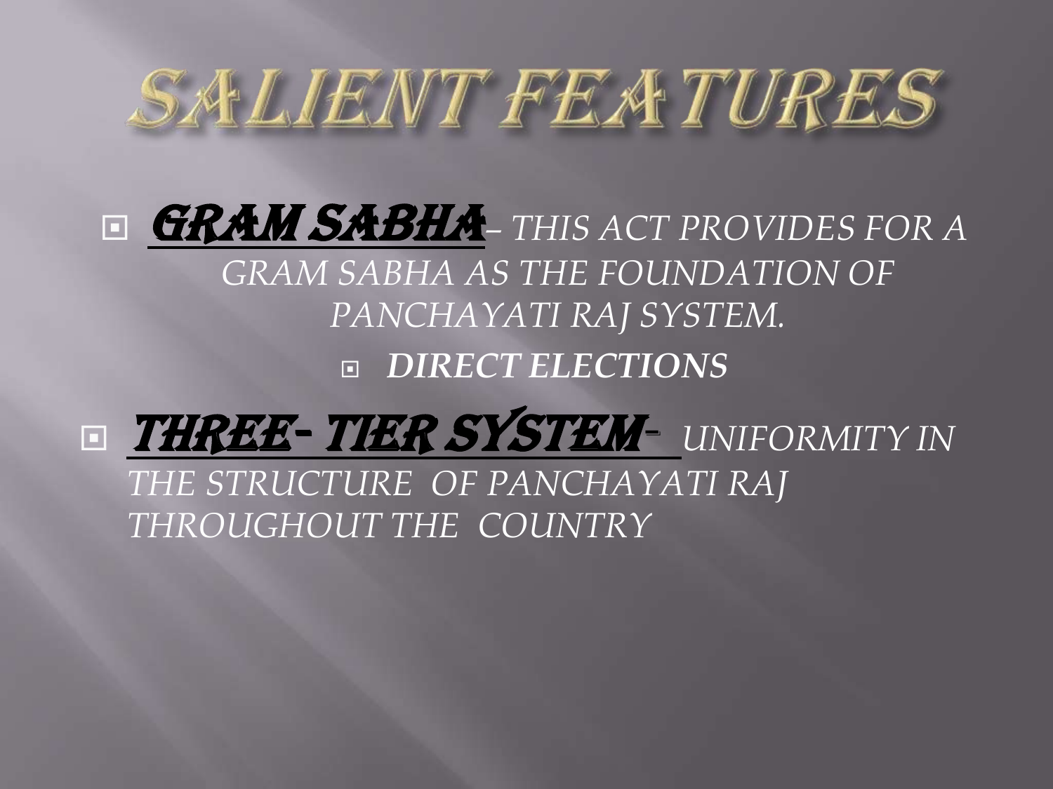# SALIENT FEATURES

- **GRAM SABHA**– *THIS ACT PROVIDES FOR A GRAM SABHA AS THE FOUNDATION OF PANCHAYATI RAJ SYSTEM.*
  - ***DIRECT ELECTIONS***
- **THREE- TIER SYSTEM**- *UNIFORMITY IN THE STRUCTURE OF PANCHAYATI RAJ THROUGHOUT THE COUNTRY*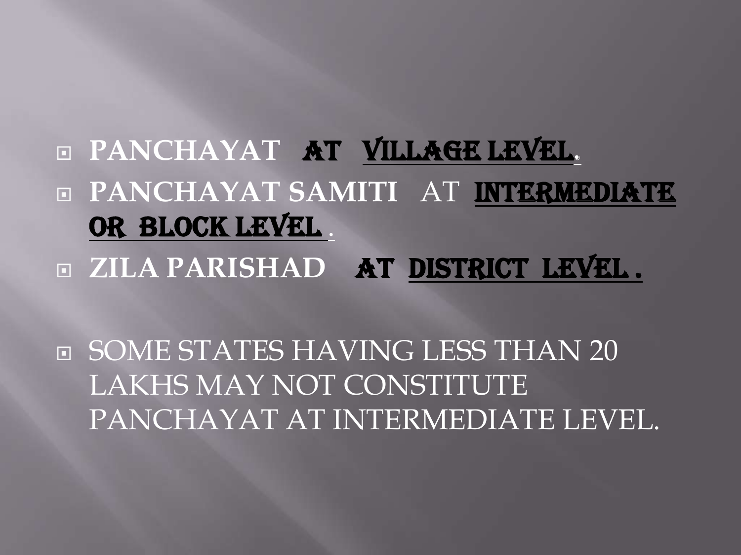- **PANCHAYAT** AT VILLAGE LEVEL.
- **PANCHAYAT SAMITI** AT INTERMEDIATE OR BLOCK LEVEL .
- **ZILA PARISHAD** AT DISTRICT LEVEL .

- SOME STATES HAVING LESS THAN 20 LAKHS MAY NOT CONSTITUTE PANCHAYAT AT INTERMEDIATE LEVEL.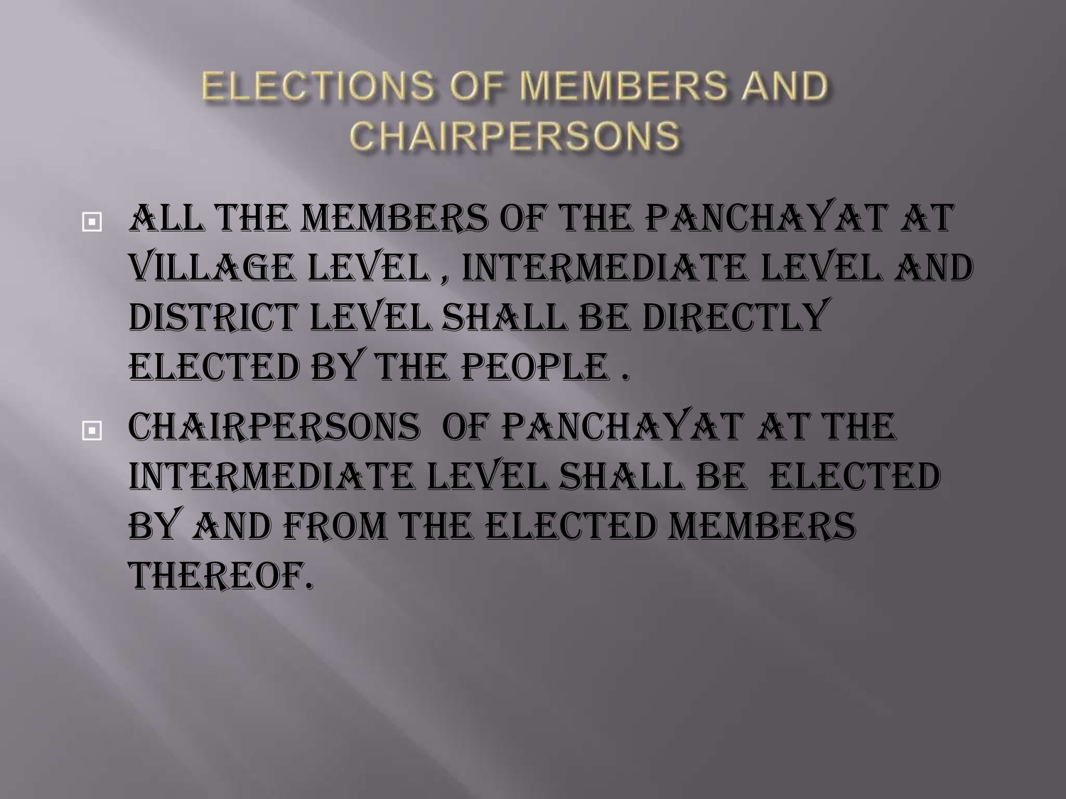# ELECTIONS OF MEMBERS AND CHAIRPERSONS

- ALL THE MEMBERS OF THE PANCHAYAT AT VILLAGE LEVEL , INTERMEDIATE LEVEL AND DISTRICT LEVEL SHALL BE DIRECTLY ELECTED BY THE PEOPLE .
- CHAIRPERSONS OF PANCHAYAT AT THE INTERMEDIATE LEVEL SHALL BE ELECTED BY AND FROM THE ELECTED MEMBERS THEREOF.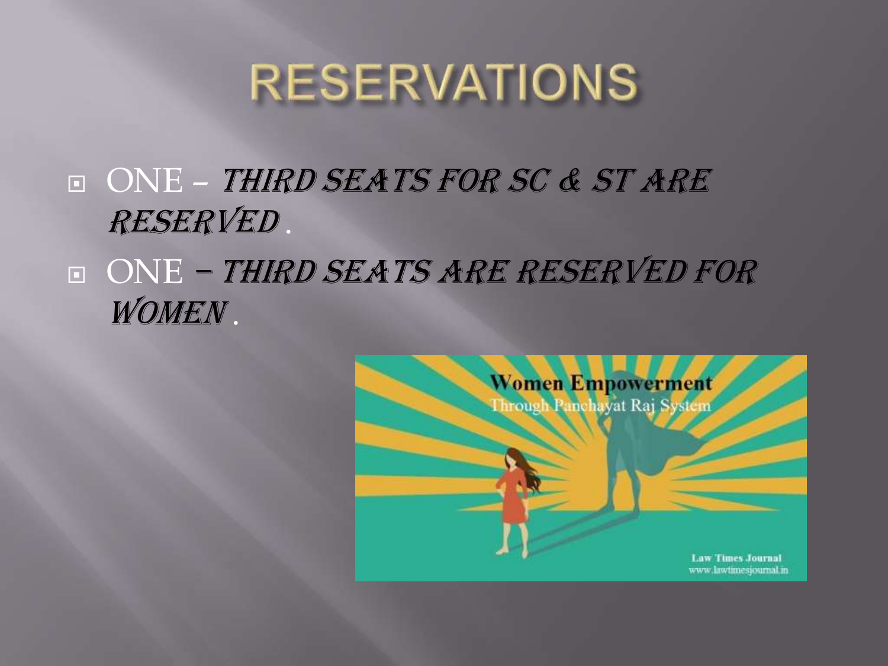# RESERVATIONS

- ONE – *THIRD SEATS FOR SC & ST ARE RESERVED* .
- ONE – *THIRD SEATS ARE RESERVED FOR WOMEN* .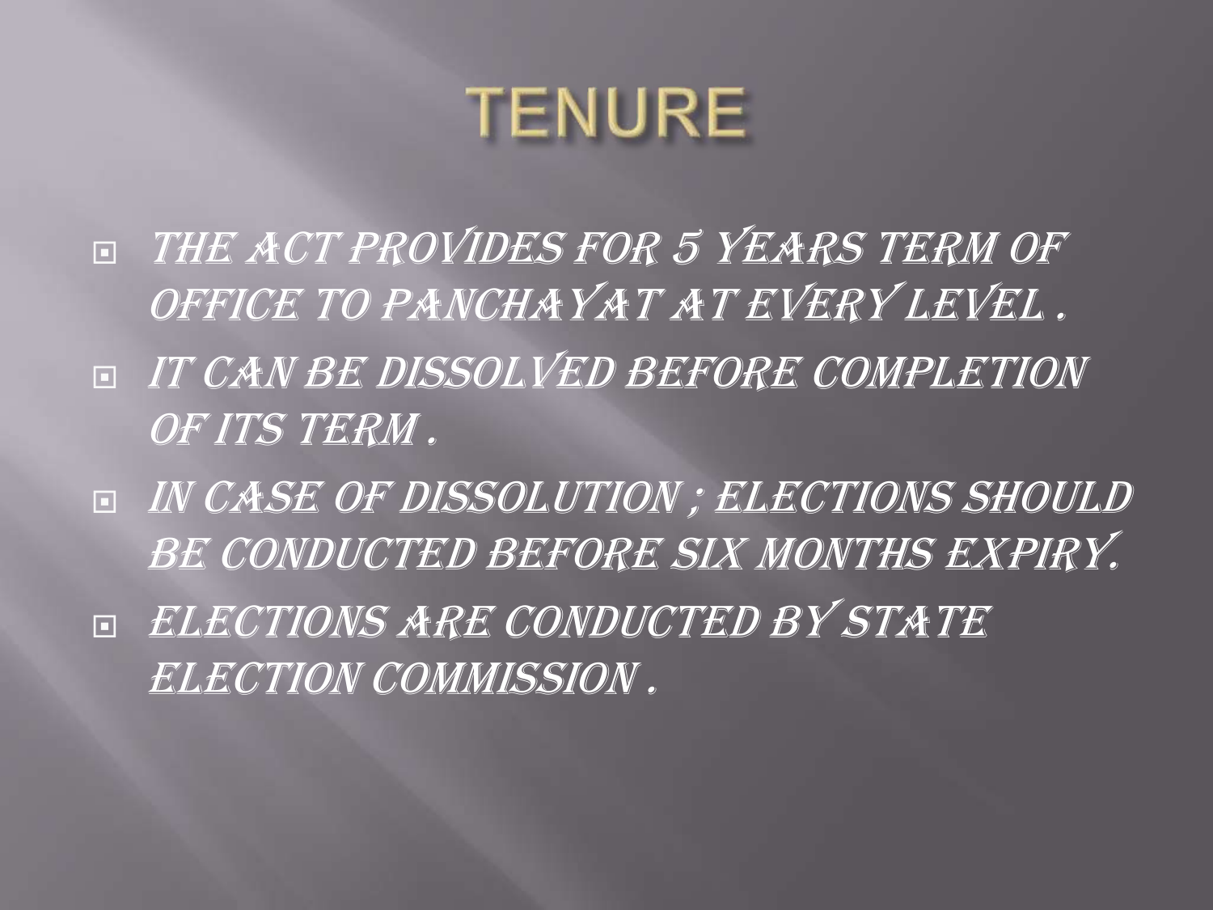# TENURE

- The act provides for 5 years term of office to Panchayat at every level .
- It can be dissolved before completion of its term .
- In case of dissolution ; elections should be conducted before six months expiry.
- Elections are conducted by State Election Commission .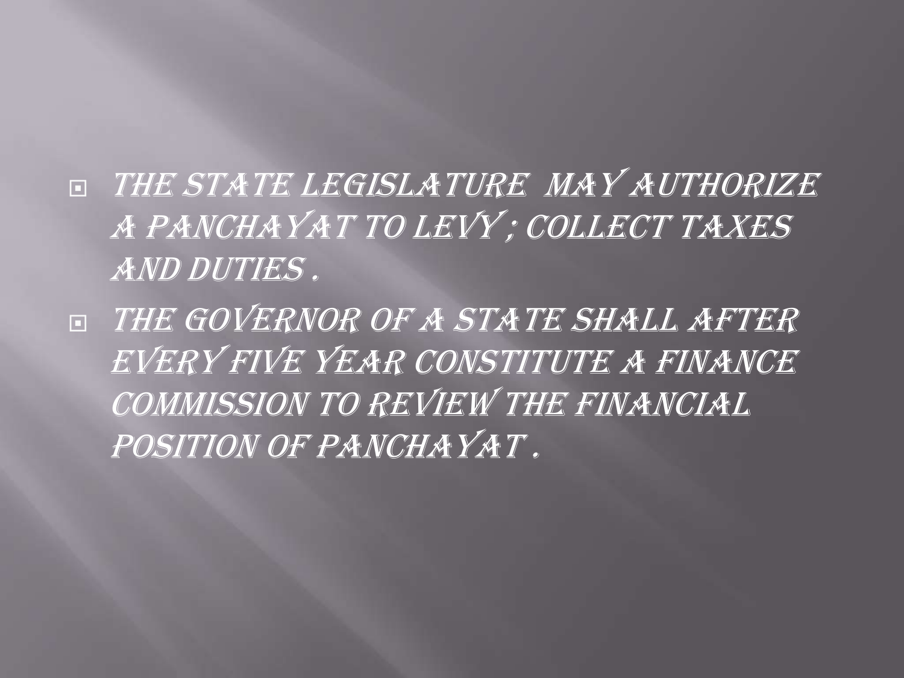- The State Legislature  may authorize a Panchayat to levy ; collect taxes and duties .
- The Governor of a state shall after every five year constitute a Finance Commission to review the financial position of Panchayat .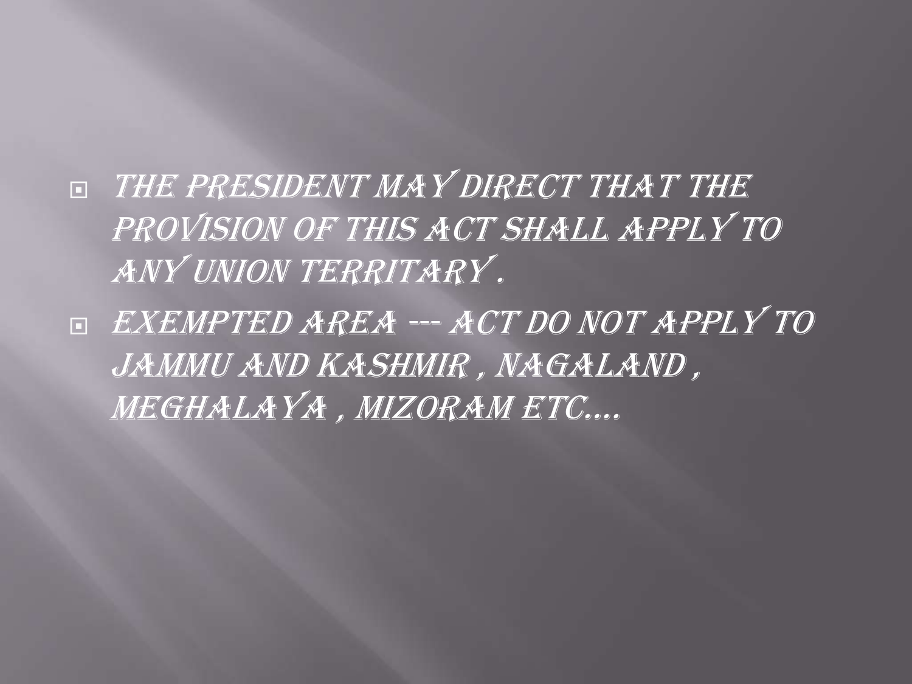- THE PRESIDENT MAY DIRECT THAT THE PROVISION OF THIS ACT SHALL APPLY TO ANY UNION TERRITARY .
- EXEMPTED AREA --- ACT DO NOT APPLY TO JAMMU AND KASHMIR , NAGALAND , MEGHALAYA , MIZORAM ETC….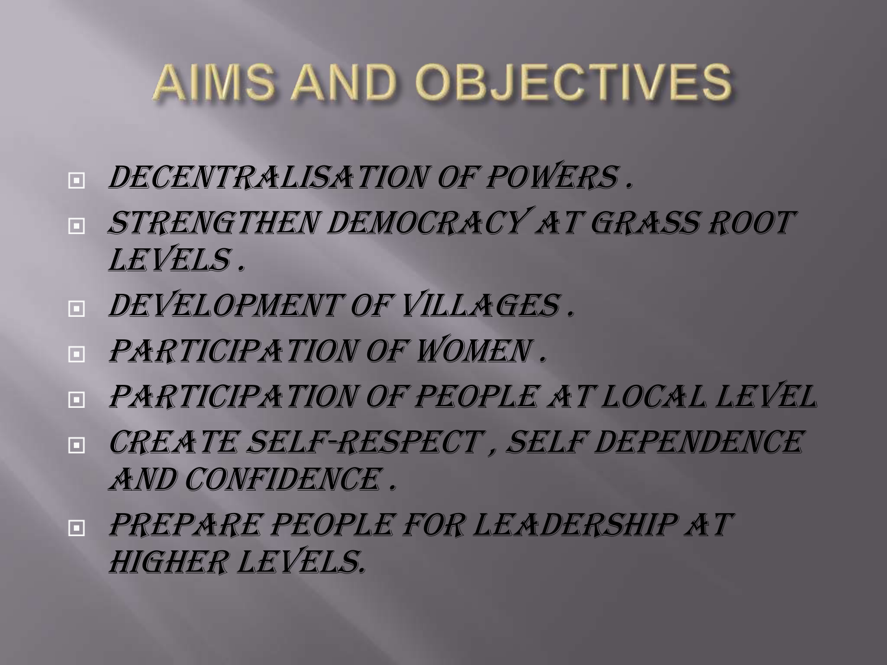# AIMS AND OBJECTIVES

- Decentralisation of powers .
- Strengthen democracy at grass root levels .
- Development of villages .
- Participation of women .
- Participation of people at local level
- Create self-respect , self dependence and confidence .
- Prepare people for leadership at higher levels.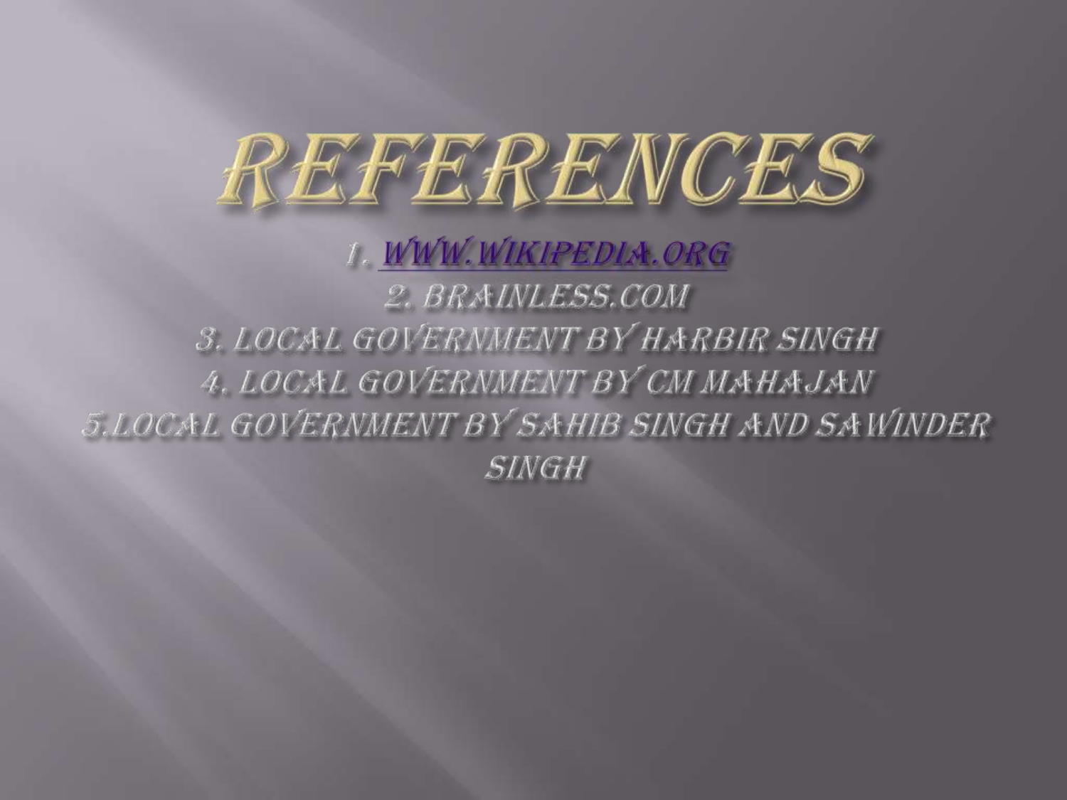# REFERENCES

1. WWW.WIKIPEDIA.ORG
2. BRAINLESS.COM
3. LOCAL GOVERNMENT BY HARBIR SINGH
4. LOCAL GOVERNMENT BY CM MAHAJAN
5. LOCAL GOVERNMENT BY SAHIB SINGH AND SAWINDER SINGH